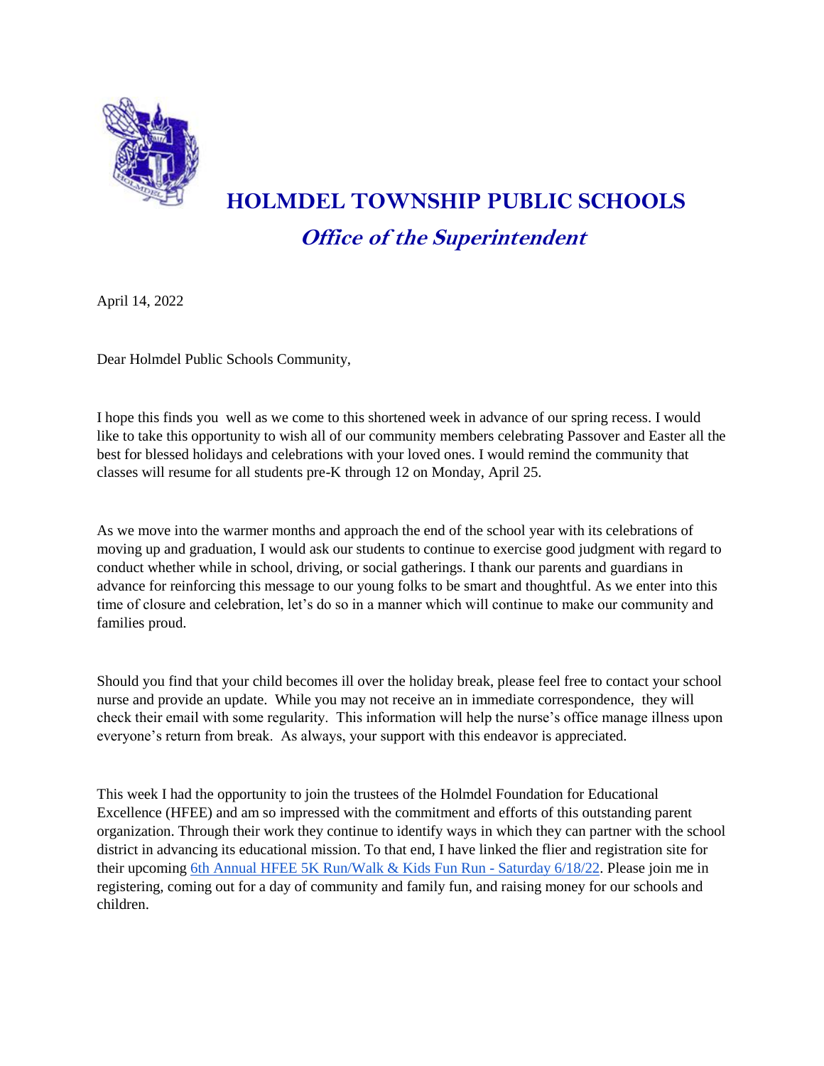# HOLMDEL TOWNSHIP PUBLIC SCHOOLS

## *Office of the Superintendent*

April 14, 2022

Dear Holmdel Public Schools Community,

I hope this finds you well as we come to this shortened week in advance of our spring recess. I would like to take this opportunity to wish all of our community members celebrating Passover and Easter all the best for blessed holidays and celebrations with your loved ones. I would remind the community that classes will resume for all students pre-K through 12 on Monday, April 25.

As we move into the warmer months and approach the end of the school year with its celebrations of moving up and graduation, I would ask our students to continue to exercise good judgment with regard to conduct whether while in school, driving, or social gatherings. I thank our parents and guardians in advance for reinforcing this message to our young folks to be smart and thoughtful. As we enter into this time of closure and celebration, let's do so in a manner which will continue to make our community and families proud.

Should you find that your child becomes ill over the holiday break, please feel free to contact your school nurse and provide an update. While you may not receive an in immediate correspondence, they will check their email with some regularity. This information will help the nurse's office manage illness upon everyone's return from break. As always, your support with this endeavor is appreciated.

This week I had the opportunity to join the trustees of the Holmdel Foundation for Educational Excellence (HFEE) and am so impressed with the commitment and efforts of this outstanding parent organization. Through their work they continue to identify ways in which they can partner with the school district in advancing its educational mission. To that end, I have linked the flier and registration site for their upcoming 6th Annual HFEE 5K Run/Walk & Kids Fun Run - Saturday 6/18/22. Please join me in registering, coming out for a day of community and family fun, and raising money for our schools and children.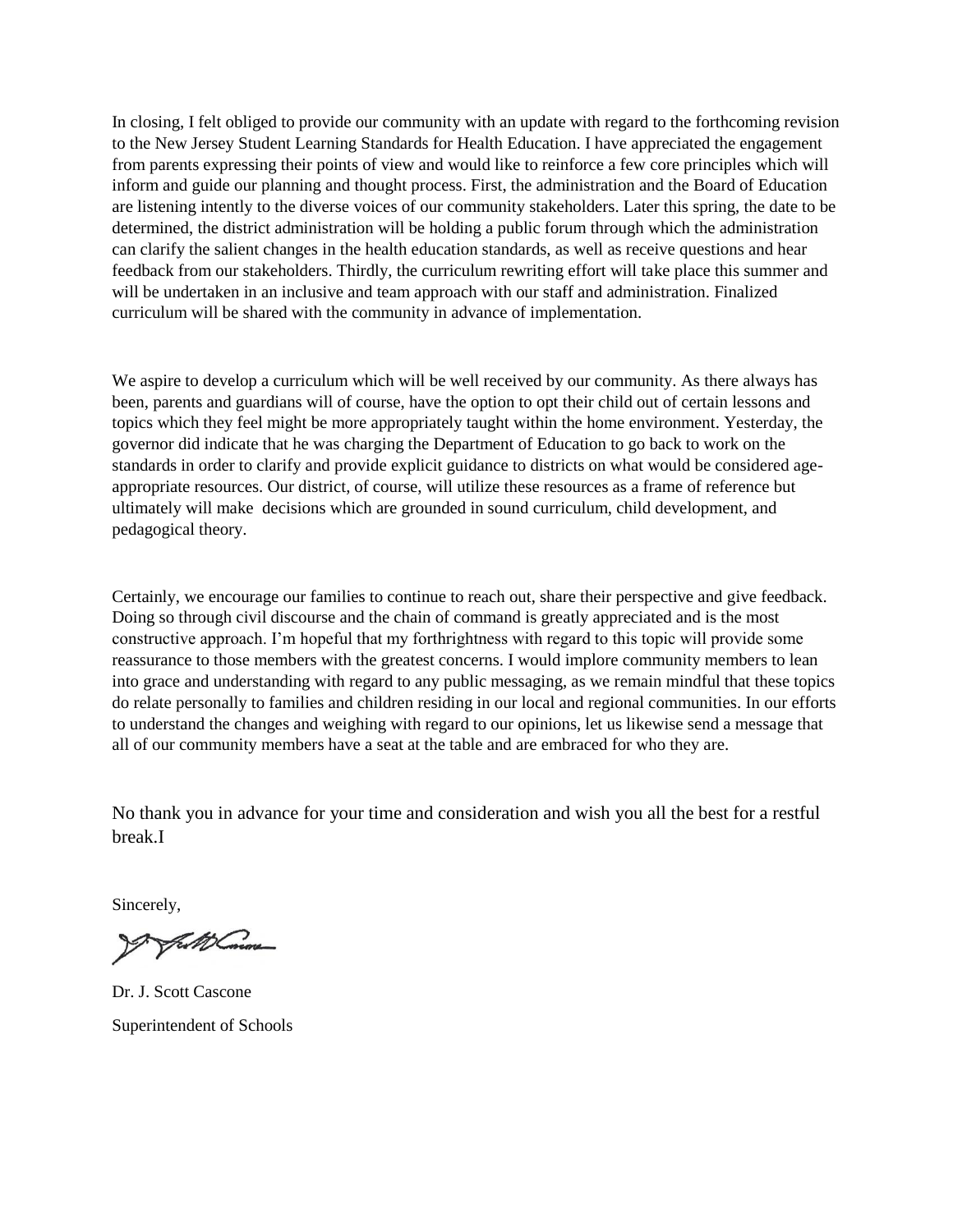In closing, I felt obliged to provide our community with an update with regard to the forthcoming revision to the New Jersey Student Learning Standards for Health Education. I have appreciated the engagement from parents expressing their points of view and would like to reinforce a few core principles which will inform and guide our planning and thought process. First, the administration and the Board of Education are listening intently to the diverse voices of our community stakeholders. Later this spring, the date to be determined, the district administration will be holding a public forum through which the administration can clarify the salient changes in the health education standards, as well as receive questions and hear feedback from our stakeholders. Thirdly, the curriculum rewriting effort will take place this summer and will be undertaken in an inclusive and team approach with our staff and administration. Finalized curriculum will be shared with the community in advance of implementation.

We aspire to develop a curriculum which will be well received by our community. As there always has been, parents and guardians will of course, have the option to opt their child out of certain lessons and topics which they feel might be more appropriately taught within the home environment. Yesterday, the governor did indicate that he was charging the Department of Education to go back to work on the standards in order to clarify and provide explicit guidance to districts on what would be considered age-appropriate resources. Our district, of course, will utilize these resources as a frame of reference but ultimately will make decisions which are grounded in sound curriculum, child development, and pedagogical theory.

Certainly, we encourage our families to continue to reach out, share their perspective and give feedback. Doing so through civil discourse and the chain of command is greatly appreciated and is the most constructive approach. I'm hopeful that my forthrightness with regard to this topic will provide some reassurance to those members with the greatest concerns. I would implore community members to lean into grace and understanding with regard to any public messaging, as we remain mindful that these topics do relate personally to families and children residing in our local and regional communities. In our efforts to understand the changes and weighing with regard to our opinions, let us likewise send a message that all of our community members have a seat at the table and are embraced for who they are.

No thank you in advance for your time and consideration and wish you all the best for a restful break.I

Sincerely,

Dr. J. Scott Cascone

Superintendent of Schools